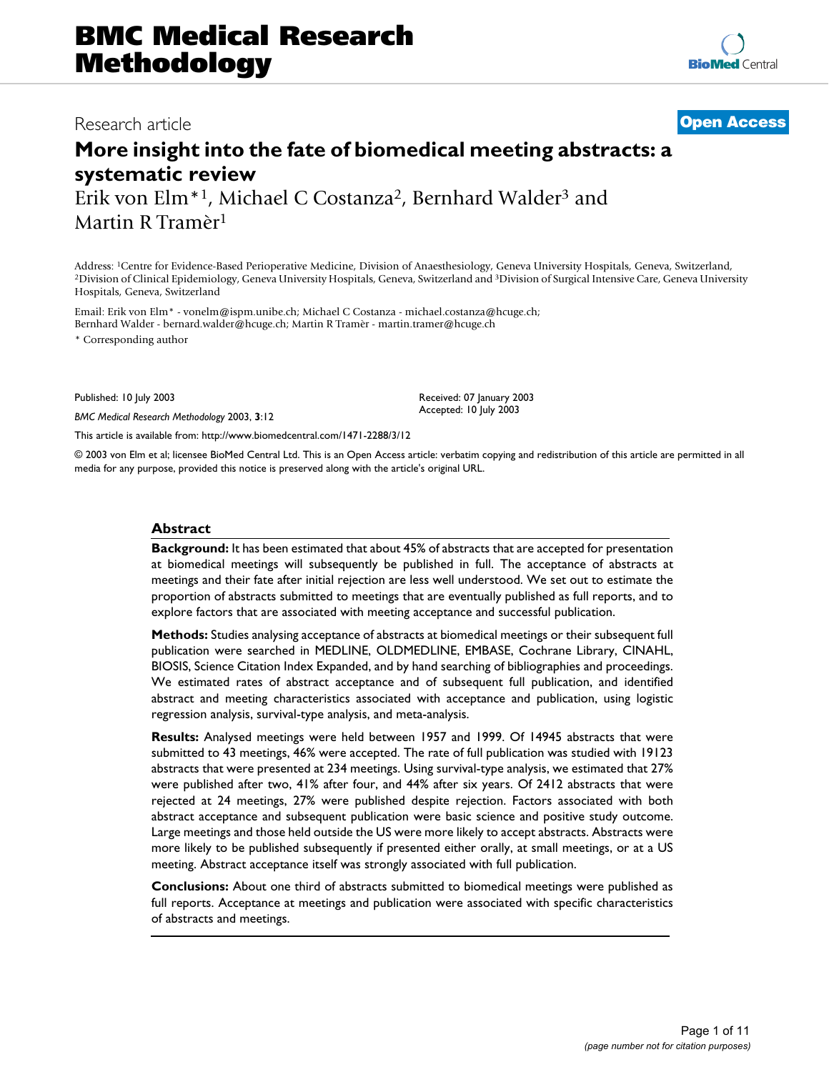# More insight into the fate of biomedical meeting abstracts: a systematic review

Research article — Open Access

Erik von Elm*[1], Michael C Costanza[2], Bernhard Walder[3] and Martin R Tramèr[1]

Address: [1]Centre for Evidence-Based Perioperative Medicine, Division of Anaesthesiology, Geneva University Hospitals, Geneva, Switzerland, [2]Division of Clinical Epidemiology, Geneva University Hospitals, Geneva, Switzerland and [3]Division of Surgical Intensive Care, Geneva University Hospitals, Geneva, Switzerland

Email: Erik von Elm* - vonelm@ispm.unibe.ch; Michael C Costanza - michael.costanza@hcuge.ch; Bernhard Walder - bernard.walder@hcuge.ch; Martin R Tramèr - martin.tramer@hcuge.ch

\* Corresponding author

Published: 10 July 2003

*BMC Medical Research Methodology* 2003, **3**:12

Received: 07 January 2003
Accepted: 10 July 2003

This article is available from: http://www.biomedcentral.com/1471-2288/3/12

© 2003 von Elm et al; licensee BioMed Central Ltd. This is an Open Access article: verbatim copying and redistribution of this article are permitted in all media for any purpose, provided this notice is preserved along with the article's original URL.

## Abstract

**Background:** It has been estimated that about 45% of abstracts that are accepted for presentation at biomedical meetings will subsequently be published in full. The acceptance of abstracts at meetings and their fate after initial rejection are less well understood. We set out to estimate the proportion of abstracts submitted to meetings that are eventually published as full reports, and to explore factors that are associated with meeting acceptance and successful publication.

**Methods:** Studies analysing acceptance of abstracts at biomedical meetings or their subsequent full publication were searched in MEDLINE, OLDMEDLINE, EMBASE, Cochrane Library, CINAHL, BIOSIS, Science Citation Index Expanded, and by hand searching of bibliographies and proceedings. We estimated rates of abstract acceptance and of subsequent full publication, and identified abstract and meeting characteristics associated with acceptance and publication, using logistic regression analysis, survival-type analysis, and meta-analysis.

**Results:** Analysed meetings were held between 1957 and 1999. Of 14945 abstracts that were submitted to 43 meetings, 46% were accepted. The rate of full publication was studied with 19123 abstracts that were presented at 234 meetings. Using survival-type analysis, we estimated that 27% were published after two, 41% after four, and 44% after six years. Of 2412 abstracts that were rejected at 24 meetings, 27% were published despite rejection. Factors associated with both abstract acceptance and subsequent publication were basic science and positive study outcome. Large meetings and those held outside the US were more likely to accept abstracts. Abstracts were more likely to be published subsequently if presented either orally, at small meetings, or at a US meeting. Abstract acceptance itself was strongly associated with full publication.

**Conclusions:** About one third of abstracts submitted to biomedical meetings were published as full reports. Acceptance at meetings and publication were associated with specific characteristics of abstracts and meetings.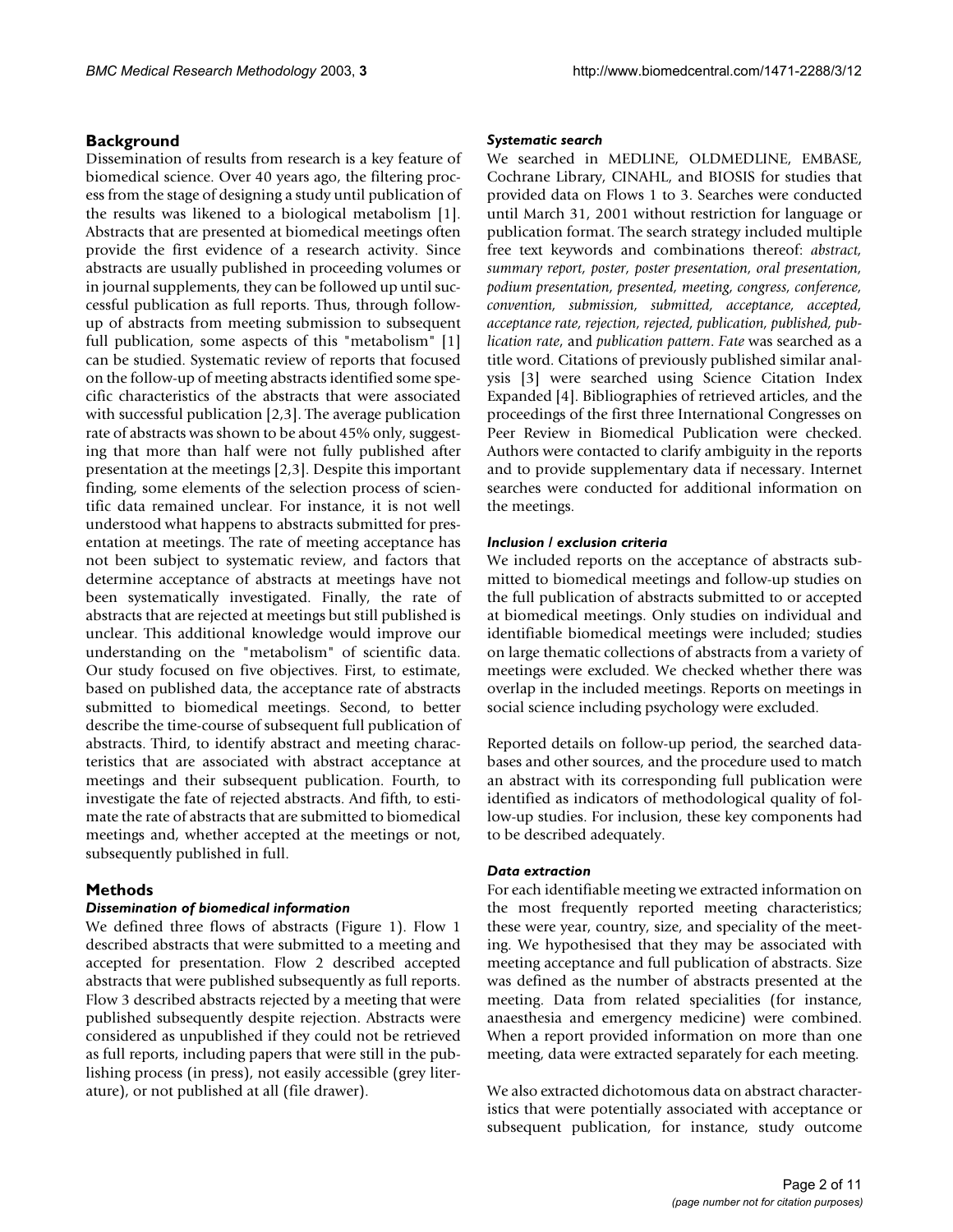## Background

Dissemination of results from research is a key feature of biomedical science. Over 40 years ago, the filtering process from the stage of designing a study until publication of the results was likened to a biological metabolism [1]. Abstracts that are presented at biomedical meetings often provide the first evidence of a research activity. Since abstracts are usually published in proceeding volumes or in journal supplements, they can be followed up until successful publication as full reports. Thus, through follow-up of abstracts from meeting submission to subsequent full publication, some aspects of this "metabolism" [1] can be studied. Systematic review of reports that focused on the follow-up of meeting abstracts identified some specific characteristics of the abstracts that were associated with successful publication [2,3]. The average publication rate of abstracts was shown to be about 45% only, suggesting that more than half were not fully published after presentation at the meetings [2,3]. Despite this important finding, some elements of the selection process of scientific data remained unclear. For instance, it is not well understood what happens to abstracts submitted for presentation at meetings. The rate of meeting acceptance has not been subject to systematic review, and factors that determine acceptance of abstracts at meetings have not been systematically investigated. Finally, the rate of abstracts that are rejected at meetings but still published is unclear. This additional knowledge would improve our understanding on the "metabolism" of scientific data. Our study focused on five objectives. First, to estimate, based on published data, the acceptance rate of abstracts submitted to biomedical meetings. Second, to better describe the time-course of subsequent full publication of abstracts. Third, to identify abstract and meeting characteristics that are associated with abstract acceptance at meetings and their subsequent publication. Fourth, to investigate the fate of rejected abstracts. And fifth, to estimate the rate of abstracts that are submitted to biomedical meetings and, whether accepted at the meetings or not, subsequently published in full.

## Methods

### *Dissemination of biomedical information*

We defined three flows of abstracts (Figure 1). Flow 1 described abstracts that were submitted to a meeting and accepted for presentation. Flow 2 described accepted abstracts that were published subsequently as full reports. Flow 3 described abstracts rejected by a meeting that were published subsequently despite rejection. Abstracts were considered as unpublished if they could not be retrieved as full reports, including papers that were still in the publishing process (in press), not easily accessible (grey literature), or not published at all (file drawer).

### *Systematic search*

We searched in MEDLINE, OLDMEDLINE, EMBASE, Cochrane Library, CINAHL, and BIOSIS for studies that provided data on Flows 1 to 3. Searches were conducted until March 31, 2001 without restriction for language or publication format. The search strategy included multiple free text keywords and combinations thereof: *abstract, summary report, poster, poster presentation, oral presentation, podium presentation, presented, meeting, congress, conference, convention, submission, submitted, acceptance, accepted, acceptance rate, rejection, rejected, publication, published, publication rate*, and *publication pattern*. *Fate* was searched as a title word. Citations of previously published similar analysis [3] were searched using Science Citation Index Expanded [4]. Bibliographies of retrieved articles, and the proceedings of the first three International Congresses on Peer Review in Biomedical Publication were checked. Authors were contacted to clarify ambiguity in the reports and to provide supplementary data if necessary. Internet searches were conducted for additional information on the meetings.

### *Inclusion / exclusion criteria*

We included reports on the acceptance of abstracts submitted to biomedical meetings and follow-up studies on the full publication of abstracts submitted to or accepted at biomedical meetings. Only studies on individual and identifiable biomedical meetings were included; studies on large thematic collections of abstracts from a variety of meetings were excluded. We checked whether there was overlap in the included meetings. Reports on meetings in social science including psychology were excluded.

Reported details on follow-up period, the searched databases and other sources, and the procedure used to match an abstract with its corresponding full publication were identified as indicators of methodological quality of follow-up studies. For inclusion, these key components had to be described adequately.

### *Data extraction*

For each identifiable meeting we extracted information on the most frequently reported meeting characteristics; these were year, country, size, and speciality of the meeting. We hypothesised that they may be associated with meeting acceptance and full publication of abstracts. Size was defined as the number of abstracts presented at the meeting. Data from related specialities (for instance, anaesthesia and emergency medicine) were combined. When a report provided information on more than one meeting, data were extracted separately for each meeting.

We also extracted dichotomous data on abstract characteristics that were potentially associated with acceptance or subsequent publication, for instance, study outcome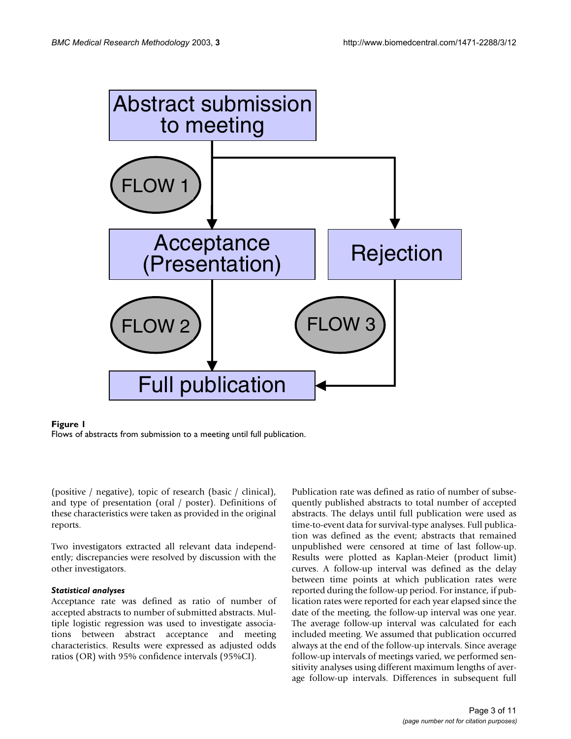**Figure 1**

Flows of abstracts from submission to a meeting until full publication.

(positive / negative), topic of research (basic / clinical), and type of presentation (oral / poster). Definitions of these characteristics were taken as provided in the original reports.

Two investigators extracted all relevant data independently; discrepancies were resolved by discussion with the other investigators.

#### *Statistical analyses*

Acceptance rate was defined as ratio of number of accepted abstracts to number of submitted abstracts. Multiple logistic regression was used to investigate associations between abstract acceptance and meeting characteristics. Results were expressed as adjusted odds ratios (OR) with 95% confidence intervals (95%CI).

Publication rate was defined as ratio of number of subsequently published abstracts to total number of accepted abstracts. The delays until full publication were used as time-to-event data for survival-type analyses. Full publication was defined as the event; abstracts that remained unpublished were censored at time of last follow-up. Results were plotted as Kaplan-Meier (product limit) curves. A follow-up interval was defined as the delay between time points at which publication rates were reported during the follow-up period. For instance, if publication rates were reported for each year elapsed since the date of the meeting, the follow-up interval was one year. The average follow-up interval was calculated for each included meeting. We assumed that publication occurred always at the end of the follow-up intervals. Since average follow-up intervals of meetings varied, we performed sensitivity analyses using different maximum lengths of average follow-up intervals. Differences in subsequent full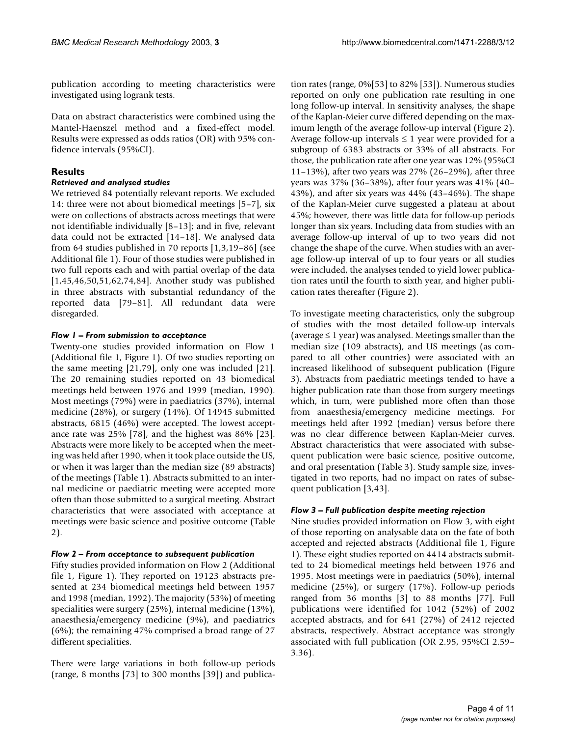publication according to meeting characteristics were investigated using logrank tests.

Data on abstract characteristics were combined using the Mantel-Haenszel method and a fixed-effect model. Results were expressed as odds ratios (OR) with 95% confidence intervals (95%CI).

## Results

### *Retrieved and analysed studies*

We retrieved 84 potentially relevant reports. We excluded 14: three were not about biomedical meetings [5–7], six were on collections of abstracts across meetings that were not identifiable individually [8–13]; and in five, relevant data could not be extracted [14–18]. We analysed data from 64 studies published in 70 reports [1,3,19–86] (see Additional file 1). Four of those studies were published in two full reports each and with partial overlap of the data [1,45,46,50,51,62,74,84]. Another study was published in three abstracts with substantial redundancy of the reported data [79–81]. All redundant data were disregarded.

### *Flow 1 – From submission to acceptance*

Twenty-one studies provided information on Flow 1 (Additional file 1, Figure 1). Of two studies reporting on the same meeting [21,79], only one was included [21]. The 20 remaining studies reported on 43 biomedical meetings held between 1976 and 1999 (median, 1990). Most meetings (79%) were in paediatrics (37%), internal medicine (28%), or surgery (14%). Of 14945 submitted abstracts, 6815 (46%) were accepted. The lowest acceptance rate was 25% [78], and the highest was 86% [23]. Abstracts were more likely to be accepted when the meeting was held after 1990, when it took place outside the US, or when it was larger than the median size (89 abstracts) of the meetings (Table 1). Abstracts submitted to an internal medicine or paediatric meeting were accepted more often than those submitted to a surgical meeting. Abstract characteristics that were associated with acceptance at meetings were basic science and positive outcome (Table 2).

### *Flow 2 – From acceptance to subsequent publication*

Fifty studies provided information on Flow 2 (Additional file 1, Figure 1). They reported on 19123 abstracts presented at 234 biomedical meetings held between 1957 and 1998 (median, 1992). The majority (53%) of meeting specialities were surgery (25%), internal medicine (13%), anaesthesia/emergency medicine (9%), and paediatrics (6%); the remaining 47% comprised a broad range of 27 different specialities.

There were large variations in both follow-up periods (range, 8 months [73] to 300 months [39]) and publication rates (range, 0%[53] to 82% [53]). Numerous studies reported on only one publication rate resulting in one long follow-up interval. In sensitivity analyses, the shape of the Kaplan-Meier curve differed depending on the maximum length of the average follow-up interval (Figure 2). Average follow-up intervals ≤ 1 year were provided for a subgroup of 6383 abstracts or 33% of all abstracts. For those, the publication rate after one year was 12% (95%CI 11–13%), after two years was 27% (26–29%), after three years was 37% (36–38%), after four years was 41% (40–43%), and after six years was 44% (43–46%). The shape of the Kaplan-Meier curve suggested a plateau at about 45%; however, there was little data for follow-up periods longer than six years. Including data from studies with an average follow-up interval of up to two years did not change the shape of the curve. When studies with an average follow-up interval of up to four years or all studies were included, the analyses tended to yield lower publication rates until the fourth to sixth year, and higher publication rates thereafter (Figure 2).

To investigate meeting characteristics, only the subgroup of studies with the most detailed follow-up intervals (average ≤ 1 year) was analysed. Meetings smaller than the median size (109 abstracts), and US meetings (as compared to all other countries) were associated with an increased likelihood of subsequent publication (Figure 3). Abstracts from paediatric meetings tended to have a higher publication rate than those from surgery meetings which, in turn, were published more often than those from anaesthesia/emergency medicine meetings. For meetings held after 1992 (median) versus before there was no clear difference between Kaplan-Meier curves. Abstract characteristics that were associated with subsequent publication were basic science, positive outcome, and oral presentation (Table 3). Study sample size, investigated in two reports, had no impact on rates of subsequent publication [3,43].

### *Flow 3 – Full publication despite meeting rejection*

Nine studies provided information on Flow 3, with eight of those reporting on analysable data on the fate of both accepted and rejected abstracts (Additional file 1, Figure 1). These eight studies reported on 4414 abstracts submitted to 24 biomedical meetings held between 1976 and 1995. Most meetings were in paediatrics (50%), internal medicine (25%), or surgery (17%). Follow-up periods ranged from 36 months [3] to 88 months [77]. Full publications were identified for 1042 (52%) of 2002 accepted abstracts, and for 641 (27%) of 2412 rejected abstracts, respectively. Abstract acceptance was strongly associated with full publication (OR 2.95, 95%CI 2.59–3.36).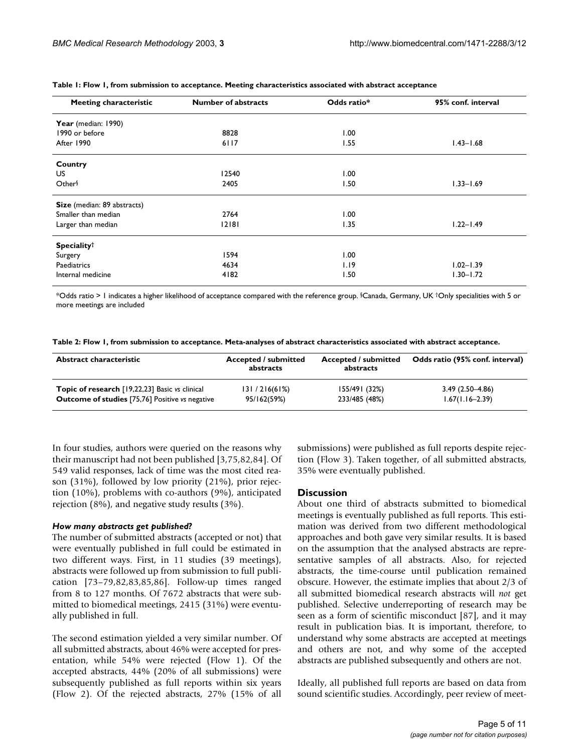**Table 1: Flow 1, from submission to acceptance. Meeting characteristics associated with abstract acceptance**

| Meeting characteristic | Number of abstracts | Odds ratio* | 95% conf. interval |
|---|---|---|---|
| **Year** (median: 1990) | | | |
| 1990 or before | 8828 | 1.00 | |
| After 1990 | 6117 | 1.55 | 1.43–1.68 |
| **Country** | | | |
| US | 12540 | 1.00 | |
| Other§ | 2405 | 1.50 | 1.33–1.69 |
| **Size** (median: 89 abstracts) | | | |
| Smaller than median | 2764 | 1.00 | |
| Larger than median | 12181 | 1.35 | 1.22–1.49 |
| **Speciality**† | | | |
| Surgery | 1594 | 1.00 | |
| Paediatrics | 4634 | 1.19 | 1.02–1.39 |
| Internal medicine | 4182 | 1.50 | 1.30–1.72 |

*Odds ratio > 1 indicates a higher likelihood of acceptance compared with the reference group. §Canada, Germany, UK †Only specialities with 5 or more meetings are included

**Table 2: Flow 1, from submission to acceptance. Meta-analyses of abstract characteristics associated with abstract acceptance.**

| Abstract characteristic | Accepted / submitted abstracts | Accepted / submitted abstracts | Odds ratio (95% conf. interval) |
|---|---|---|---|
| **Topic of research** [19,22,23] Basic *vs* clinical | 131 / 216(61%) | 155/491 (32%) | 3.49 (2.50–4.86) |
| **Outcome of studies** [75,76] Positive *vs* negative | 95/162(59%) | 233/485 (48%) | 1.67(1.16–2.39) |

In four studies, authors were queried on the reasons why their manuscript had not been published [3,75,82,84]. Of 549 valid responses, lack of time was the most cited reason (31%), followed by low priority (21%), prior rejection (10%), problems with co-authors (9%), anticipated rejection (8%), and negative study results (3%).

### *How many abstracts get published?*

The number of submitted abstracts (accepted or not) that were eventually published in full could be estimated in two different ways. First, in 11 studies (39 meetings), abstracts were followed up from submission to full publication [73–79,82,83,85,86]. Follow-up times ranged from 8 to 127 months. Of 7672 abstracts that were submitted to biomedical meetings, 2415 (31%) were eventually published in full.

The second estimation yielded a very similar number. Of all submitted abstracts, about 46% were accepted for presentation, while 54% were rejected (Flow 1). Of the accepted abstracts, 44% (20% of all submissions) were subsequently published as full reports within six years (Flow 2). Of the rejected abstracts, 27% (15% of all submissions) were published as full reports despite rejection (Flow 3). Taken together, of all submitted abstracts, 35% were eventually published.

## Discussion

About one third of abstracts submitted to biomedical meetings is eventually published as full reports. This estimation was derived from two different methodological approaches and both gave very similar results. It is based on the assumption that the analysed abstracts are representative samples of all abstracts. Also, for rejected abstracts, the time-course until publication remained obscure. However, the estimate implies that about 2/3 of all submitted biomedical research abstracts will *not* get published. Selective underreporting of research may be seen as a form of scientific misconduct [87], and it may result in publication bias. It is important, therefore, to understand why some abstracts are accepted at meetings and others are not, and why some of the accepted abstracts are published subsequently and others are not.

Ideally, all published full reports are based on data from sound scientific studies. Accordingly, peer review of meet-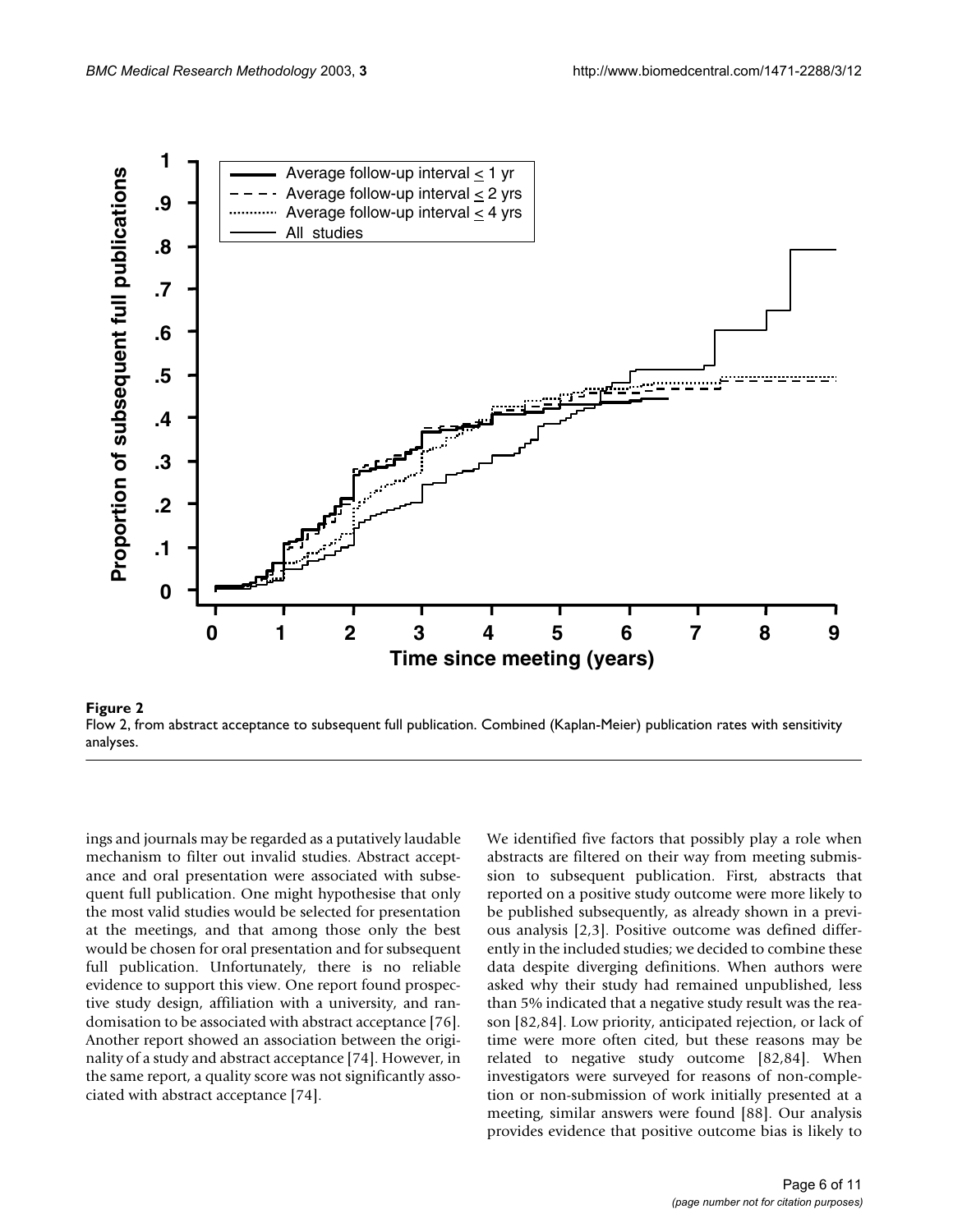**Figure 2**
Flow 2, from abstract acceptance to subsequent full publication. Combined (Kaplan-Meier) publication rates with sensitivity analyses.

ings and journals may be regarded as a putatively laudable mechanism to filter out invalid studies. Abstract acceptance and oral presentation were associated with subsequent full publication. One might hypothesise that only the most valid studies would be selected for presentation at the meetings, and that among those only the best would be chosen for oral presentation and for subsequent full publication. Unfortunately, there is no reliable evidence to support this view. One report found prospective study design, affiliation with a university, and randomisation to be associated with abstract acceptance [76]. Another report showed an association between the originality of a study and abstract acceptance [74]. However, in the same report, a quality score was not significantly associated with abstract acceptance [74].

We identified five factors that possibly play a role when abstracts are filtered on their way from meeting submission to subsequent publication. First, abstracts that reported on a positive study outcome were more likely to be published subsequently, as already shown in a previous analysis [2,3]. Positive outcome was defined differently in the included studies; we decided to combine these data despite diverging definitions. When authors were asked why their study had remained unpublished, less than 5% indicated that a negative study result was the reason [82,84]. Low priority, anticipated rejection, or lack of time were more often cited, but these reasons may be related to negative study outcome [82,84]. When investigators were surveyed for reasons of non-completion or non-submission of work initially presented at a meeting, similar answers were found [88]. Our analysis provides evidence that positive outcome bias is likely to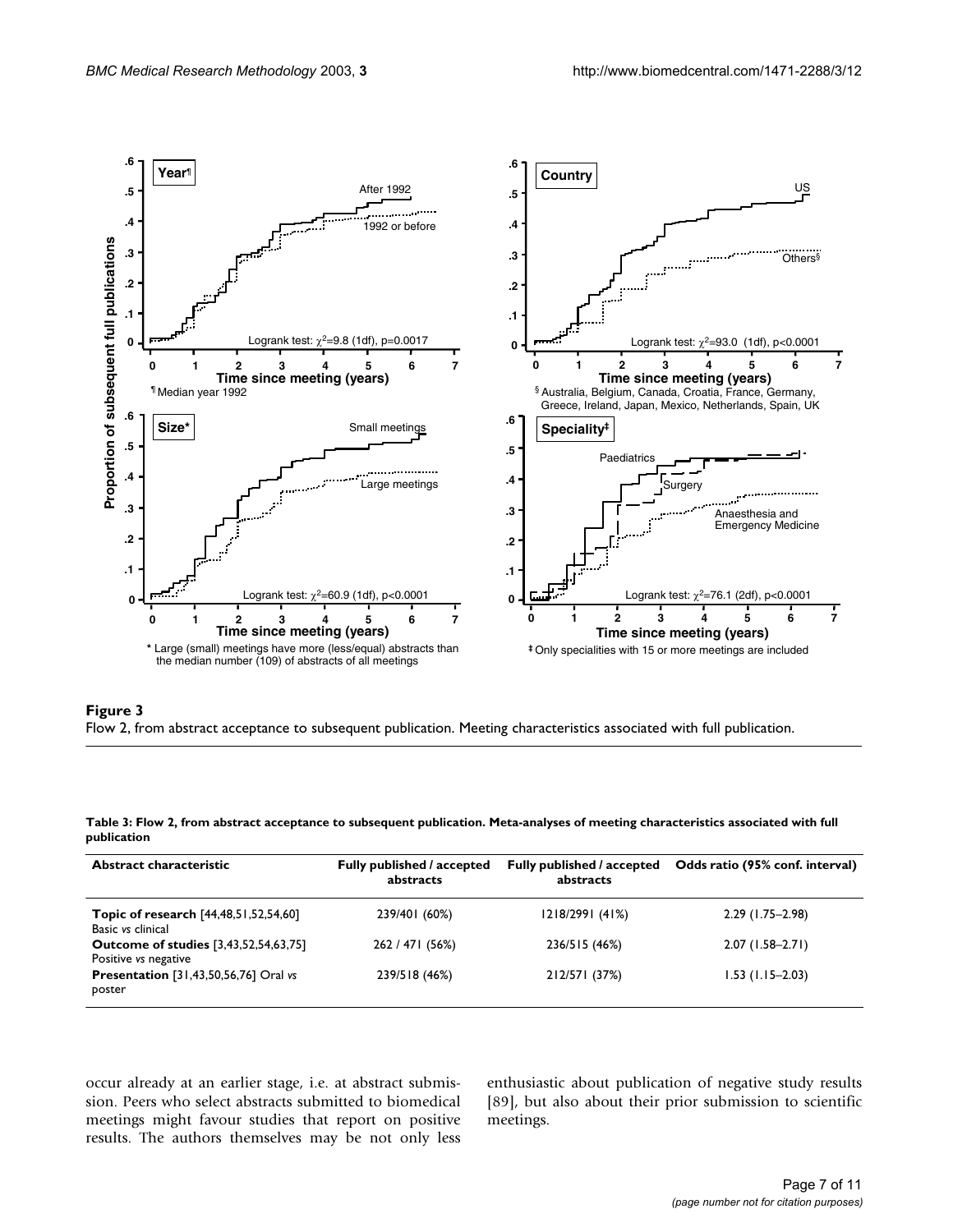**Figure 3**
Flow 2, from abstract acceptance to subsequent publication. Meeting characteristics associated with full publication.

**Table 3: Flow 2, from abstract acceptance to subsequent publication. Meta-analyses of meeting characteristics associated with full publication**

| Abstract characteristic | Fully published / accepted abstracts | Fully published / accepted abstracts | Odds ratio (95% conf. interval) |
| --- | --- | --- | --- |
| **Topic of research** [44,48,51,52,54,60] Basic *vs* clinical | 239/401 (60%) | 1218/2991 (41%) | 2.29 (1.75–2.98) |
| **Outcome of studies** [3,43,52,54,63,75] Positive *vs* negative | 262 / 471 (56%) | 236/515 (46%) | 2.07 (1.58–2.71) |
| **Presentation** [31,43,50,56,76] Oral *vs* poster | 239/518 (46%) | 212/571 (37%) | 1.53 (1.15–2.03) |

occur already at an earlier stage, i.e. at abstract submission. Peers who select abstracts submitted to biomedical meetings might favour studies that report on positive results. The authors themselves may be not only less enthusiastic about publication of negative study results [89], but also about their prior submission to scientific meetings.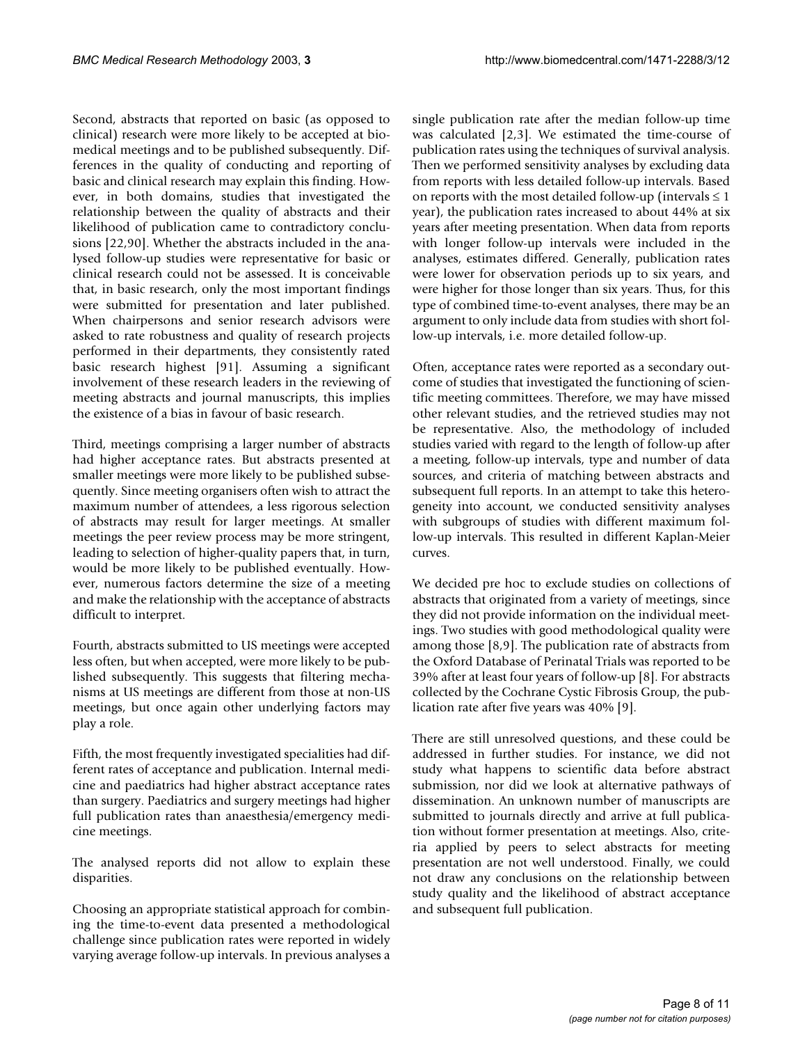Second, abstracts that reported on basic (as opposed to clinical) research were more likely to be accepted at biomedical meetings and to be published subsequently. Differences in the quality of conducting and reporting of basic and clinical research may explain this finding. However, in both domains, studies that investigated the relationship between the quality of abstracts and their likelihood of publication came to contradictory conclusions [22,90]. Whether the abstracts included in the analysed follow-up studies were representative for basic or clinical research could not be assessed. It is conceivable that, in basic research, only the most important findings were submitted for presentation and later published. When chairpersons and senior research advisors were asked to rate robustness and quality of research projects performed in their departments, they consistently rated basic research highest [91]. Assuming a significant involvement of these research leaders in the reviewing of meeting abstracts and journal manuscripts, this implies the existence of a bias in favour of basic research.

Third, meetings comprising a larger number of abstracts had higher acceptance rates. But abstracts presented at smaller meetings were more likely to be published subsequently. Since meeting organisers often wish to attract the maximum number of attendees, a less rigorous selection of abstracts may result for larger meetings. At smaller meetings the peer review process may be more stringent, leading to selection of higher-quality papers that, in turn, would be more likely to be published eventually. However, numerous factors determine the size of a meeting and make the relationship with the acceptance of abstracts difficult to interpret.

Fourth, abstracts submitted to US meetings were accepted less often, but when accepted, were more likely to be published subsequently. This suggests that filtering mechanisms at US meetings are different from those at non-US meetings, but once again other underlying factors may play a role.

Fifth, the most frequently investigated specialities had different rates of acceptance and publication. Internal medicine and paediatrics had higher abstract acceptance rates than surgery. Paediatrics and surgery meetings had higher full publication rates than anaesthesia/emergency medicine meetings.

The analysed reports did not allow to explain these disparities.

Choosing an appropriate statistical approach for combining the time-to-event data presented a methodological challenge since publication rates were reported in widely varying average follow-up intervals. In previous analyses a single publication rate after the median follow-up time was calculated [2,3]. We estimated the time-course of publication rates using the techniques of survival analysis. Then we performed sensitivity analyses by excluding data from reports with less detailed follow-up intervals. Based on reports with the most detailed follow-up (intervals $\leq 1$ year), the publication rates increased to about 44% at six years after meeting presentation. When data from reports with longer follow-up intervals were included in the analyses, estimates differed. Generally, publication rates were lower for observation periods up to six years, and were higher for those longer than six years. Thus, for this type of combined time-to-event analyses, there may be an argument to only include data from studies with short follow-up intervals, i.e. more detailed follow-up.

Often, acceptance rates were reported as a secondary outcome of studies that investigated the functioning of scientific meeting committees. Therefore, we may have missed other relevant studies, and the retrieved studies may not be representative. Also, the methodology of included studies varied with regard to the length of follow-up after a meeting, follow-up intervals, type and number of data sources, and criteria of matching between abstracts and subsequent full reports. In an attempt to take this heterogeneity into account, we conducted sensitivity analyses with subgroups of studies with different maximum follow-up intervals. This resulted in different Kaplan-Meier curves.

We decided pre hoc to exclude studies on collections of abstracts that originated from a variety of meetings, since they did not provide information on the individual meetings. Two studies with good methodological quality were among those [8,9]. The publication rate of abstracts from the Oxford Database of Perinatal Trials was reported to be 39% after at least four years of follow-up [8]. For abstracts collected by the Cochrane Cystic Fibrosis Group, the publication rate after five years was 40% [9].

There are still unresolved questions, and these could be addressed in further studies. For instance, we did not study what happens to scientific data before abstract submission, nor did we look at alternative pathways of dissemination. An unknown number of manuscripts are submitted to journals directly and arrive at full publication without former presentation at meetings. Also, criteria applied by peers to select abstracts for meeting presentation are not well understood. Finally, we could not draw any conclusions on the relationship between study quality and the likelihood of abstract acceptance and subsequent full publication.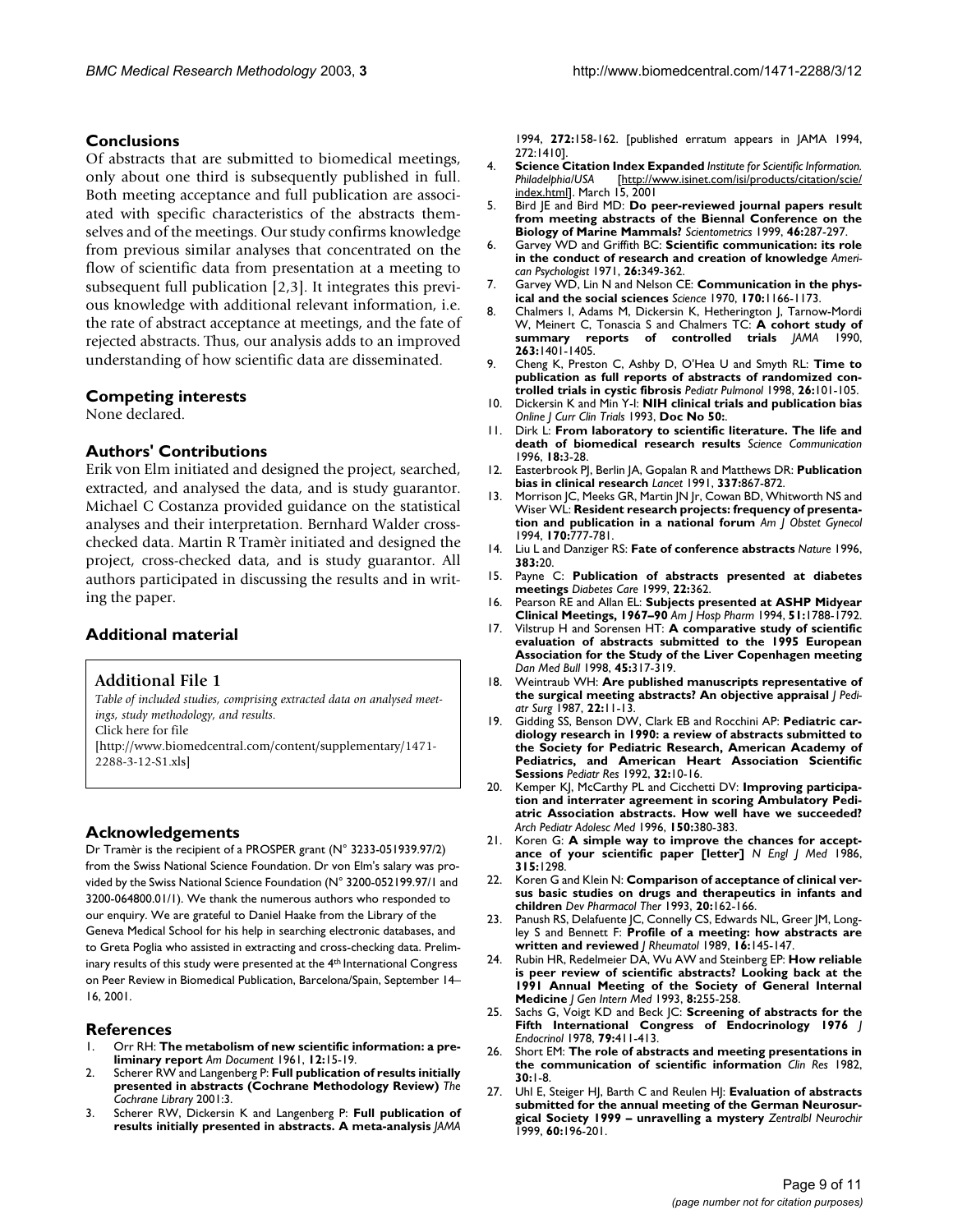## Conclusions

Of abstracts that are submitted to biomedical meetings, only about one third is subsequently published in full. Both meeting acceptance and full publication are associated with specific characteristics of the abstracts themselves and of the meetings. Our study confirms knowledge from previous similar analyses that concentrated on the flow of scientific data from presentation at a meeting to subsequent full publication [2,3]. It integrates this previous knowledge with additional relevant information, i.e. the rate of abstract acceptance at meetings, and the fate of rejected abstracts. Thus, our analysis adds to an improved understanding of how scientific data are disseminated.

## Competing interests

None declared.

## Authors' Contributions

Erik von Elm initiated and designed the project, searched, extracted, and analysed the data, and is study guarantor. Michael C Costanza provided guidance on the statistical analyses and their interpretation. Bernhard Walder cross-checked data. Martin R Tramèr initiated and designed the project, cross-checked data, and is study guarantor. All authors participated in discussing the results and in writing the paper.

## Additional material

**Additional File 1**

*Table of included studies, comprising extracted data on analysed meetings, study methodology, and results.*
Click here for file
[http://www.biomedcentral.com/content/supplementary/1471-2288-3-12-S1.xls]

## Acknowledgements

Dr Tramèr is the recipient of a PROSPER grant (N° 3233-051939.97/2) from the Swiss National Science Foundation. Dr von Elm's salary was provided by the Swiss National Science Foundation (N° 3200-052199.97/1 and 3200-064800.01/1). We thank the numerous authors who responded to our enquiry. We are grateful to Daniel Haake from the Library of the Geneva Medical School for his help in searching electronic databases, and to Greta Poglia who assisted in extracting and cross-checking data. Preliminary results of this study were presented at the 4th International Congress on Peer Review in Biomedical Publication, Barcelona/Spain, September 14–16, 2001.

## References

1. Orr RH: **The metabolism of new scientific information: a preliminary report** *Am Document* 1961, **12:**15-19.
2. Scherer RW and Langenberg P: **Full publication of results initially presented in abstracts (Cochrane Methodology Review)** *The Cochrane Library* 2001:3.
3. Scherer RW, Dickersin K and Langenberg P: **Full publication of results initially presented in abstracts. A meta-analysis** *JAMA* 1994, **272:**158-162. [published erratum appears in JAMA 1994, 272:1410].
4. **Science Citation Index Expanded** *Institute for Scientific Information. Philadelphia/USA* [http://www.isinet.com/isi/products/citation/scie/index.html]. March 15, 2001
5. Bird JE and Bird MD: **Do peer-reviewed journal papers result from meeting abstracts of the Biennal Conference on the Biology of Marine Mammals?** *Scientometrics* 1999, **46:**287-297.
6. Garvey WD and Griffith BC: **Scientific communication: its role in the conduct of research and creation of knowledge** *American Psychologist* 1971, **26:**349-362.
7. Garvey WD, Lin N and Nelson CE: **Communication in the physical and the social sciences** *Science* 1970, **170:**1166-1173.
8. Chalmers I, Adams M, Dickersin K, Hetherington J, Tarnow-Mordi W, Meinert C, Tonascia S and Chalmers TC: **A cohort study of summary reports of controlled trials** *JAMA* 1990, **263:**1401-1405.
9. Cheng K, Preston C, Ashby D, O'Hea U and Smyth RL: **Time to publication as full reports of abstracts of randomized controlled trials in cystic fibrosis** *Pediatr Pulmonol* 1998, **26:**101-105.
10. Dickersin K and Min Y-I: **NIH clinical trials and publication bias** *Online J Curr Clin Trials* 1993, **Doc No 50:**.
11. Dirk L: **From laboratory to scientific literature. The life and death of biomedical research results** *Science Communication* 1996, **18:**3-28.
12. Easterbrook PJ, Berlin JA, Gopalan R and Matthews DR: **Publication bias in clinical research** *Lancet* 1991, **337:**867-872.
13. Morrison JC, Meeks GR, Martin JN Jr, Cowan BD, Whitworth NS and Wiser WL: **Resident research projects: frequency of presentation and publication in a national forum** *Am J Obstet Gynecol* 1994, **170:**777-781.
14. Liu L and Danziger RS: **Fate of conference abstracts** *Nature* 1996, **383:**20.
15. Payne C: **Publication of abstracts presented at diabetes meetings** *Diabetes Care* 1999, **22:**362.
16. Pearson RE and Allan EL: **Subjects presented at ASHP Midyear Clinical Meetings, 1967–90** *Am J Hosp Pharm* 1994, **51:**1788-1792.
17. Vilstrup H and Sorensen HT: **A comparative study of scientific evaluation of abstracts submitted to the 1995 European Association for the Study of the Liver Copenhagen meeting** *Dan Med Bull* 1998, **45:**317-319.
18. Weintraub WH: **Are published manuscripts representative of the surgical meeting abstracts? An objective appraisal** *J Pediatr Surg* 1987, **22:**11-13.
19. Gidding SS, Benson DW, Clark EB and Rocchini AP: **Pediatric cardiology research in 1990: a review of abstracts submitted to the Society for Pediatric Research, American Academy of Pediatrics, and American Heart Association Scientific Sessions** *Pediatr Res* 1992, **32:**10-16.
20. Kemper KJ, McCarthy PL and Cicchetti DV: **Improving participation and interrater agreement in scoring Ambulatory Pediatric Association abstracts. How well have we succeeded?** *Arch Pediatr Adolesc Med* 1996, **150:**380-383.
21. Koren G: **A simple way to improve the chances for acceptance of your scientific paper [letter]** *N Engl J Med* 1986, **315:**1298.
22. Koren G and Klein N: **Comparison of acceptance of clinical versus basic studies on drugs and therapeutics in infants and children** *Dev Pharmacol Ther* 1993, **20:**162-166.
23. Panush RS, Delafuente JC, Connelly CS, Edwards NL, Greer JM, Longley S and Bennett F: **Profile of a meeting: how abstracts are written and reviewed** *J Rheumatol* 1989, **16:**145-147.
24. Rubin HR, Redelmeier DA, Wu AW and Steinberg EP: **How reliable is peer review of scientific abstracts? Looking back at the 1991 Annual Meeting of the Society of General Internal Medicine** *J Gen Intern Med* 1993, **8:**255-258.
25. Sachs G, Voigt KD and Beck JC: **Screening of abstracts for the Fifth International Congress of Endocrinology 1976** *J Endocrinol* 1978, **79:**411-413.
26. Short EM: **The role of abstracts and meeting presentations in the communication of scientific information** *Clin Res* 1982, **30:**1-8.
27. Uhl E, Steiger HJ, Barth C and Reulen HJ: **Evaluation of abstracts submitted for the annual meeting of the German Neurosurgical Society 1999 – unravelling a mystery** *Zentralbl Neurochir* 1999, **60:**196-201.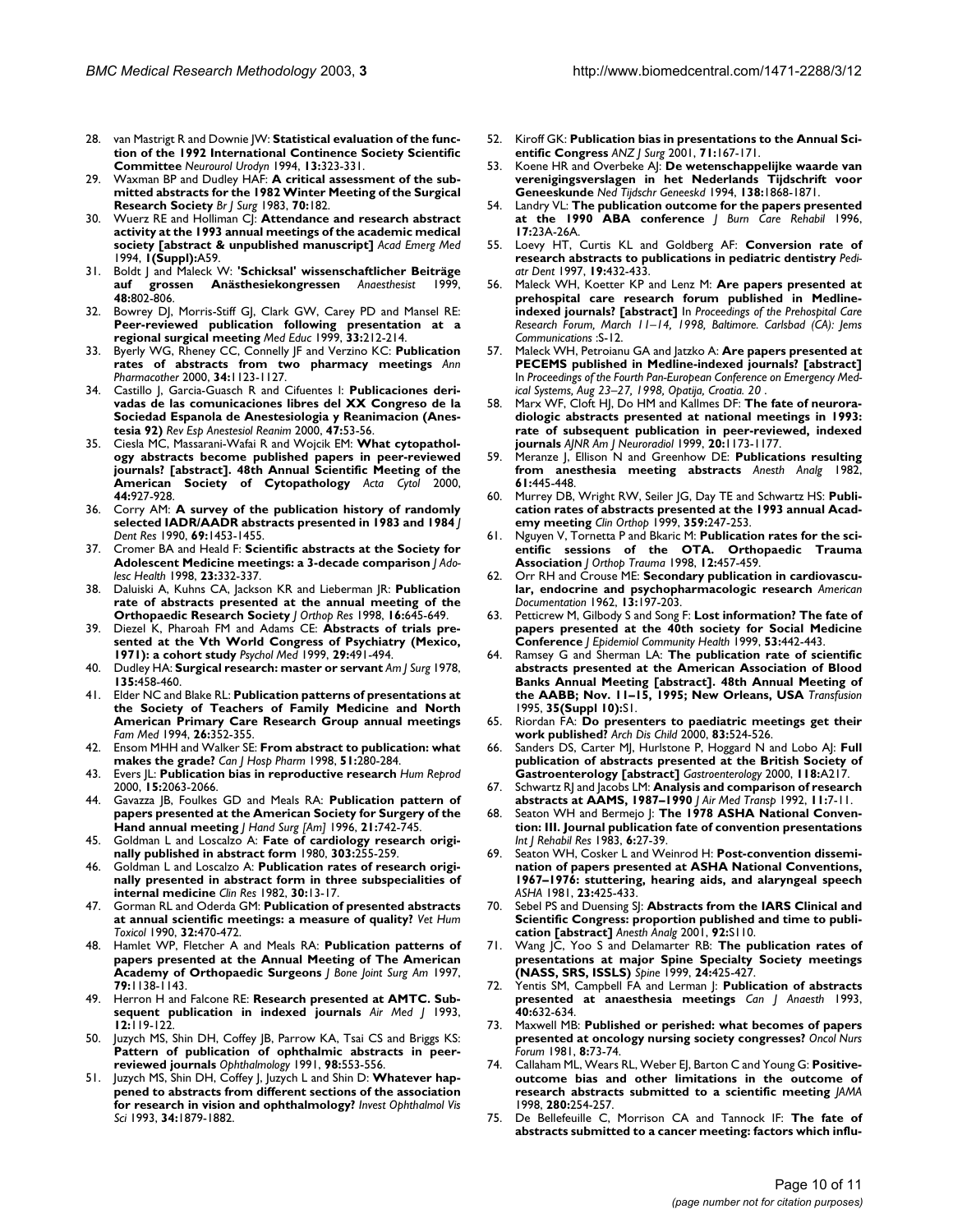28. van Mastrigt R and Downie JW: **Statistical evaluation of the function of the 1992 International Continence Society Scientific Committee** *Neurourol Urodyn* 1994, **13:**323-331.
29. Waxman BP and Dudley HAF: **A critical assessment of the submitted abstracts for the 1982 Winter Meeting of the Surgical Research Society** *Br J Surg* 1983, **70:**182.
30. Wuerz RE and Holliman CJ: **Attendance and research abstract activity at the 1993 annual meetings of the academic medical society [abstract & unpublished manuscript]** *Acad Emerg Med* 1994, **1(Suppl):**A59.
31. Boldt J and Maleck W: **'Schicksal' wissenschaftlicher Beiträge auf grossen Anästhesiekongressen** *Anaesthesist* 1999, **48:**802-806.
32. Bowrey DJ, Morris-Stiff GJ, Clark GW, Carey PD and Mansel RE: **Peer-reviewed publication following presentation at a regional surgical meeting** *Med Educ* 1999, **33:**212-214.
33. Byerly WG, Rheney CC, Connelly JF and Verzino KC: **Publication rates of abstracts from two pharmacy meetings** *Ann Pharmacother* 2000, **34:**1123-1127.
34. Castillo J, Garcia-Guasch R and Cifuentes I: **Publicaciones derivadas de las comunicaciones libres del XX Congreso de la Sociedad Espanola de Anestesiologia y Reanimacion (Anestesia 92)** *Rev Esp Anestesiol Reanim* 2000, **47:**53-56.
35. Ciesla MC, Massarani-Wafai R and Wojcik EM: **What cytopathology abstracts become published papers in peer-reviewed journals? [abstract]. 48th Annual Scientific Meeting of the American Society of Cytopathology** *Acta Cytol* 2000, **44:**927-928.
36. Corry AM: **A survey of the publication history of randomly selected IADR/AADR abstracts presented in 1983 and 1984** *J Dent Res* 1990, **69:**1453-1455.
37. Cromer BA and Heald F: **Scientific abstracts at the Society for Adolescent Medicine meetings: a 3-decade comparison** *J Adolesc Health* 1998, **23:**332-337.
38. Daluiski A, Kuhns CA, Jackson KR and Lieberman JR: **Publication rate of abstracts presented at the annual meeting of the Orthopaedic Research Society** *J Orthop Res* 1998, **16:**645-649.
39. Diezel K, Pharoah FM and Adams CE: **Abstracts of trials presented at the Vth World Congress of Psychiatry (Mexico, 1971): a cohort study** *Psychol Med* 1999, **29:**491-494.
40. Dudley HA: **Surgical research: master or servant** *Am J Surg* 1978, **135:**458-460.
41. Elder NC and Blake RL: **Publication patterns of presentations at the Society of Teachers of Family Medicine and North American Primary Care Research Group annual meetings** *Fam Med* 1994, **26:**352-355.
42. Ensom MHH and Walker SE: **From abstract to publication: what makes the grade?** *Can J Hosp Pharm* 1998, **51:**280-284.
43. Evers JL: **Publication bias in reproductive research** *Hum Reprod* 2000, **15:**2063-2066.
44. Gavazza JB, Foulkes GD and Meals RA: **Publication pattern of papers presented at the American Society for Surgery of the Hand annual meeting** *J Hand Surg [Am]* 1996, **21:**742-745.
45. Goldman L and Loscalzo A: **Fate of cardiology research originally published in abstract form** 1980, **303:**255-259.
46. Goldman L and Loscalzo A: **Publication rates of research originally presented in abstract form in three subspecialities of internal medicine** *Clin Res* 1982, **30:**13-17.
47. Gorman RL and Oderda GM: **Publication of presented abstracts at annual scientific meetings: a measure of quality?** *Vet Hum Toxicol* 1990, **32:**470-472.
48. Hamlet WP, Fletcher A and Meals RA: **Publication patterns of papers presented at the Annual Meeting of The American Academy of Orthopaedic Surgeons** *J Bone Joint Surg Am* 1997, **79:**1138-1143.
49. Herron H and Falcone RE: **Research presented at AMTC. Subsequent publication in indexed journals** *Air Med J* 1993, **12:**119-122.
50. Juzych MS, Shin DH, Coffey JB, Parrow KA, Tsai CS and Briggs KS: **Pattern of publication of ophthalmic abstracts in peer-reviewed journals** *Ophthalmology* 1991, **98:**553-556.
51. Juzych MS, Shin DH, Coffey J, Juzych L and Shin D: **Whatever happened to abstracts from different sections of the association for research in vision and ophthalmology?** *Invest Ophthalmol Vis Sci* 1993, **34:**1879-1882.
52. Kiroff GK: **Publication bias in presentations to the Annual Scientific Congress** *ANZ J Surg* 2001, **71:**167-171.
53. Koene HR and Overbeke AJ: **De wetenschappelijke waarde van verenigingsverslagen in het Nederlands Tijdschrift voor Geneeskunde** *Ned Tijdschr Geneeskd* 1994, **138:**1868-1871.
54. Landry VL: **The publication outcome for the papers presented at the 1990 ABA conference** *J Burn Care Rehabil* 1996, **17:**23A-26A.
55. Loevy HT, Curtis KL and Goldberg AF: **Conversion rate of research abstracts to publications in pediatric dentistry** *Pediatr Dent* 1997, **19:**432-433.
56. Maleck WH, Koetter KP and Lenz M: **Are papers presented at prehospital care research forum published in Medline-indexed journals? [abstract]** In *Proceedings of the Prehospital Care Research Forum, March 11–14, 1998, Baltimore. Carlsbad (CA): Jems Communications* :S-12.
57. Maleck WH, Petroianu GA and Jatzko A: **Are papers presented at PECEMS published in Medline-indexed journals? [abstract]** In *Proceedings of the Fourth Pan-European Conference on Emergency Medical Systems, Aug 23–27, 1998, Opatija, Croatia. 20* .
58. Marx WF, Cloft HJ, Do HM and Kallmes DF: **The fate of neuroradiologic abstracts presented at national meetings in 1993: rate of subsequent publication in peer-reviewed, indexed journals** *AJNR Am J Neuroradiol* 1999, **20:**1173-1177.
59. Meranze J, Ellison N and Greenhow DE: **Publications resulting from anesthesia meeting abstracts** *Anesth Analg* 1982, **61:**445-448.
60. Murrey DB, Wright RW, Seiler JG, Day TE and Schwartz HS: **Publication rates of abstracts presented at the 1993 annual Academy meeting** *Clin Orthop* 1999, **359:**247-253.
61. Nguyen V, Tornetta P and Bkaric M: **Publication rates for the scientific sessions of the OTA. Orthopaedic Trauma Association** *J Orthop Trauma* 1998, **12:**457-459.
62. Orr RH and Crouse ME: **Secondary publication in cardiovascular, endocrine and psychopharmacologic research** *American Documentation* 1962, **13:**197-203.
63. Petticrew M, Gilbody S and Song F: **Lost information? The fate of papers presented at the 40th society for Social Medicine Conference** *J Epidemiol Community Health* 1999, **53:**442-443.
64. Ramsey G and Sherman LA: **The publication rate of scientific abstracts presented at the American Association of Blood Banks Annual Meeting [abstract]. 48th Annual Meeting of the AABB; Nov. 11–15, 1995; New Orleans, USA** *Transfusion* 1995, **35(Suppl 10):**S1.
65. Riordan FA: **Do presenters to paediatric meetings get their work published?** *Arch Dis Child* 2000, **83:**524-526.
66. Sanders DS, Carter MJ, Hurlstone P, Hoggard N and Lobo AJ: **Full publication of abstracts presented at the British Society of Gastroenterology [abstract]** *Gastroenterology* 2000, **118:**A217.
67. Schwartz RJ and Jacobs LM: **Analysis and comparison of research abstracts at AAMS, 1987–1990** *J Air Med Transp* 1992, **11:**7-11.
68. Seaton WH and Bermejo J: **The 1978 ASHA National Convention: III. Journal publication fate of convention presentations** *Int J Rehabil Res* 1983, **6:**27-39.
69. Seaton WH, Cosker L and Weinrod H: **Post-convention dissemination of papers presented at ASHA National Conventions, 1967–1976: stuttering, hearing aids, and alaryngeal speech** *ASHA* 1981, **23:**425-433.
70. Sebel PS and Duensing SJ: **Abstracts from the IARS Clinical and Scientific Congress: proportion published and time to publication [abstract]** *Anesth Analg* 2001, **92:**S110.
71. Wang JC, Yoo S and Delamarter RB: **The publication rates of presentations at major Spine Specialty Society meetings (NASS, SRS, ISSLS)** *Spine* 1999, **24:**425-427.
72. Yentis SM, Campbell FA and Lerman J: **Publication of abstracts presented at anaesthesia meetings** *Can J Anaesth* 1993, **40:**632-634.
73. Maxwell MB: **Published or perished: what becomes of papers presented at oncology nursing society congresses?** *Oncol Nurs Forum* 1981, **8:**73-74.
74. Callaham ML, Wears RL, Weber EJ, Barton C and Young G: **Positive-outcome bias and other limitations in the outcome of research abstracts submitted to a scientific meeting** *JAMA* 1998, **280:**254-257.
75. De Bellefeuille C, Morrison CA and Tannock IF: **The fate of abstracts submitted to a cancer meeting: factors which influ-**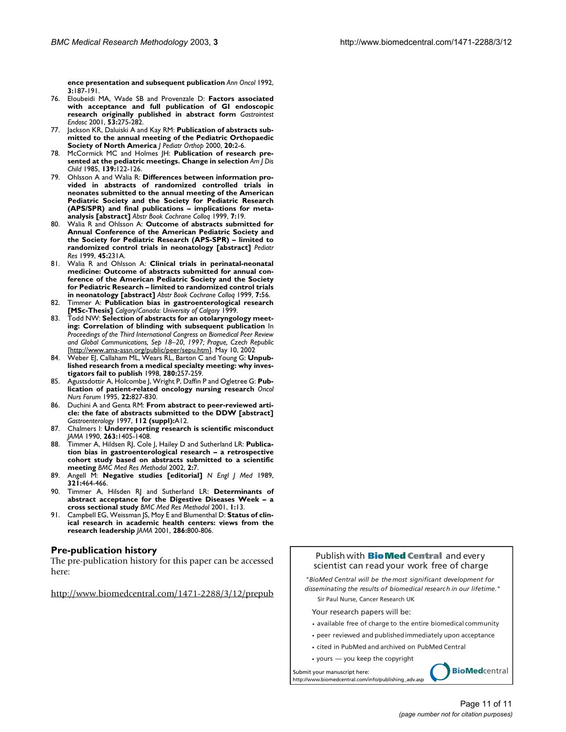ence presentation and subsequent publication *Ann Oncol* 1992, **3:**187-191.

76. Eloubeidi MA, Wade SB and Provenzale D: **Factors associated with acceptance and full publication of GI endoscopic research originally published in abstract form** *Gastrointest Endosc* 2001, **53:**275-282.
77. Jackson KR, Daluiski A and Kay RM: **Publication of abstracts submitted to the annual meeting of the Pediatric Orthopaedic Society of North America** *J Pediatr Orthop* 2000, **20:**2-6.
78. McCormick MC and Holmes JH: **Publication of research presented at the pediatric meetings. Change in selection** *Am J Dis Child* 1985, **139:**122-126.
79. Ohlsson A and Walia R: **Differences between information provided in abstracts of randomized controlled trials in neonates submitted to the annual meeting of the American Pediatric Society and the Society for Pediatric Research (APS/SPR) and final publications – implications for meta-analysis [abstract]** *Abstr Book Cochrane Colloq* 1999, **7:**19.
80. Walia R and Ohlsson A: **Outcome of abstracts submitted for Annual Conference of the American Pediatric Society and the Society for Pediatric Research (APS-SPR) – limited to randomized control trials in neonatology [abstract]** *Pediatr Res* 1999, **45:**231A.
81. Walia R and Ohlsson A: **Clinical trials in perinatal-neonatal medicine: Outcome of abstracts submitted for annual conference of the American Pediatric Society and the Society for Pediatric Research – limited to randomized control trials in neonatology [abstract]** *Abstr Book Cochrane Colloq* 1999, **7:**56.
82. Timmer A: **Publication bias in gastroenterological research [MSc-Thesis]** *Calgary/Canada: University of Calgary* 1999.
83. Todd NW: **Selection of abstracts for an otolaryngology meeting: Correlation of blinding with subsequent publication** In *Proceedings of the Third International Congress on Biomedical Peer Review and Global Communications, Sep 18–20, 1997; Prague, Czech Republic* [http://www.ama-assn.org/public/peer/sepu.htm]. May 10, 2002
84. Weber EJ, Callaham ML, Wears RL, Barton C and Young G: **Unpublished research from a medical specialty meeting: why investigators fail to publish** 1998, **280:**257-259.
85. Agustsdottir A, Holcombe J, Wright P, Daffin P and Ogletree G: **Publication of patient-related oncology nursing research** *Oncol Nurs Forum* 1995, **22:**827-830.
86. Duchini A and Genta RM: **From abstract to peer-reviewed article: the fate of abstracts submitted to the DDW [abstract]** *Gastroenterology* 1997, **112 (suppl):**A12.
87. Chalmers I: **Underreporting research is scientific misconduct** *JAMA* 1990, **263:**1405-1408.
88. Timmer A, Hildsen RJ, Cole J, Hailey D and Sutherland LR: **Publication bias in gastroenterological research – a retrospective cohort study based on abstracts submitted to a scientific meeting** *BMC Med Res Methodol* 2002, **2:**7.
89. Angell M: **Negative studies [editorial]** *N Engl J Med* 1989, **321:**464-466.
90. Timmer A, Hilsden RJ and Sutherland LR: **Determinants of abstract acceptance for the Digestive Diseases Week – a cross sectional study** *BMC Med Res Methodol* 2001, **1:**13.
91. Campbell EG, Weissman JS, Moy E and Blumenthal D: **Status of clinical research in academic health centers: views from the research leadership** *JAMA* 2001, **286:**800-806.

## Pre-publication history

The pre-publication history for this paper can be accessed here:

http://www.biomedcentral.com/1471-2288/3/12/prepub

Publish with **BioMed Central** and every scientist can read your work free of charge

*"BioMed Central will be the most significant development for disseminating the results of biomedical research in our lifetime."*
Sir Paul Nurse, Cancer Research UK

Your research papers will be:

- available free of charge to the entire biomedical community
- peer reviewed and published immediately upon acceptance
- cited in PubMed and archived on PubMed Central
- yours — you keep the copyright

Submit your manuscript here:
http://www.biomedcentral.com/info/publishing_adv.asp

BioMedcentral